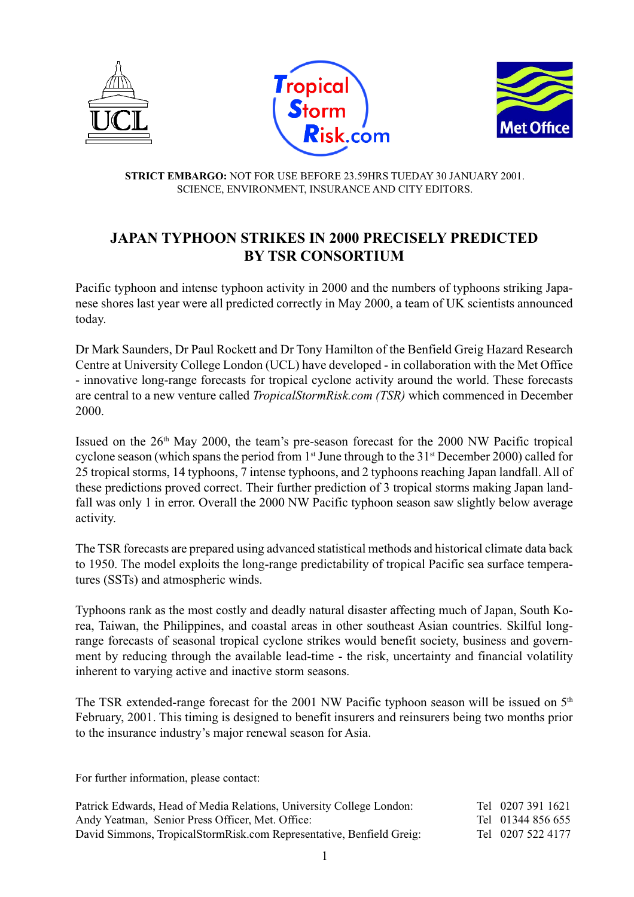**STRICT EMBARGO:** NOT FOR USE BEFORE 23.59HRS TUEDAY 30 JANUARY 2001.
SCIENCE, ENVIRONMENT, INSURANCE AND CITY EDITORS.

# JAPAN TYPHOON STRIKES IN 2000 PRECISELY PREDICTED BY TSR CONSORTIUM

Pacific typhoon and intense typhoon activity in 2000 and the numbers of typhoons striking Japanese shores last year were all predicted correctly in May 2000, a team of UK scientists announced today.

Dr Mark Saunders, Dr Paul Rockett and Dr Tony Hamilton of the Benfield Greig Hazard Research Centre at University College London (UCL) have developed - in collaboration with the Met Office - innovative long-range forecasts for tropical cyclone activity around the world. These forecasts are central to a new venture called *TropicalStormRisk.com (TSR)* which commenced in December 2000.

Issued on the 26th May 2000, the team's pre-season forecast for the 2000 NW Pacific tropical cyclone season (which spans the period from 1st June through to the 31st December 2000) called for 25 tropical storms, 14 typhoons, 7 intense typhoons, and 2 typhoons reaching Japan landfall. All of these predictions proved correct. Their further prediction of 3 tropical storms making Japan landfall was only 1 in error. Overall the 2000 NW Pacific typhoon season saw slightly below average activity.

The TSR forecasts are prepared using advanced statistical methods and historical climate data back to 1950. The model exploits the long-range predictability of tropical Pacific sea surface temperatures (SSTs) and atmospheric winds.

Typhoons rank as the most costly and deadly natural disaster affecting much of Japan, South Korea, Taiwan, the Philippines, and coastal areas in other southeast Asian countries. Skilful long-range forecasts of seasonal tropical cyclone strikes would benefit society, business and government by reducing through the available lead-time - the risk, uncertainty and financial volatility inherent to varying active and inactive storm seasons.

The TSR extended-range forecast for the 2001 NW Pacific typhoon season will be issued on 5th February, 2001. This timing is designed to benefit insurers and reinsurers being two months prior to the insurance industry's major renewal season for Asia.

For further information, please contact:

Patrick Edwards, Head of Media Relations, University College London: Tel 0207 391 1621
Andy Yeatman, Senior Press Officer, Met. Office: Tel 01344 856 655
David Simmons, TropicalStormRisk.com Representative, Benfield Greig: Tel 0207 522 4177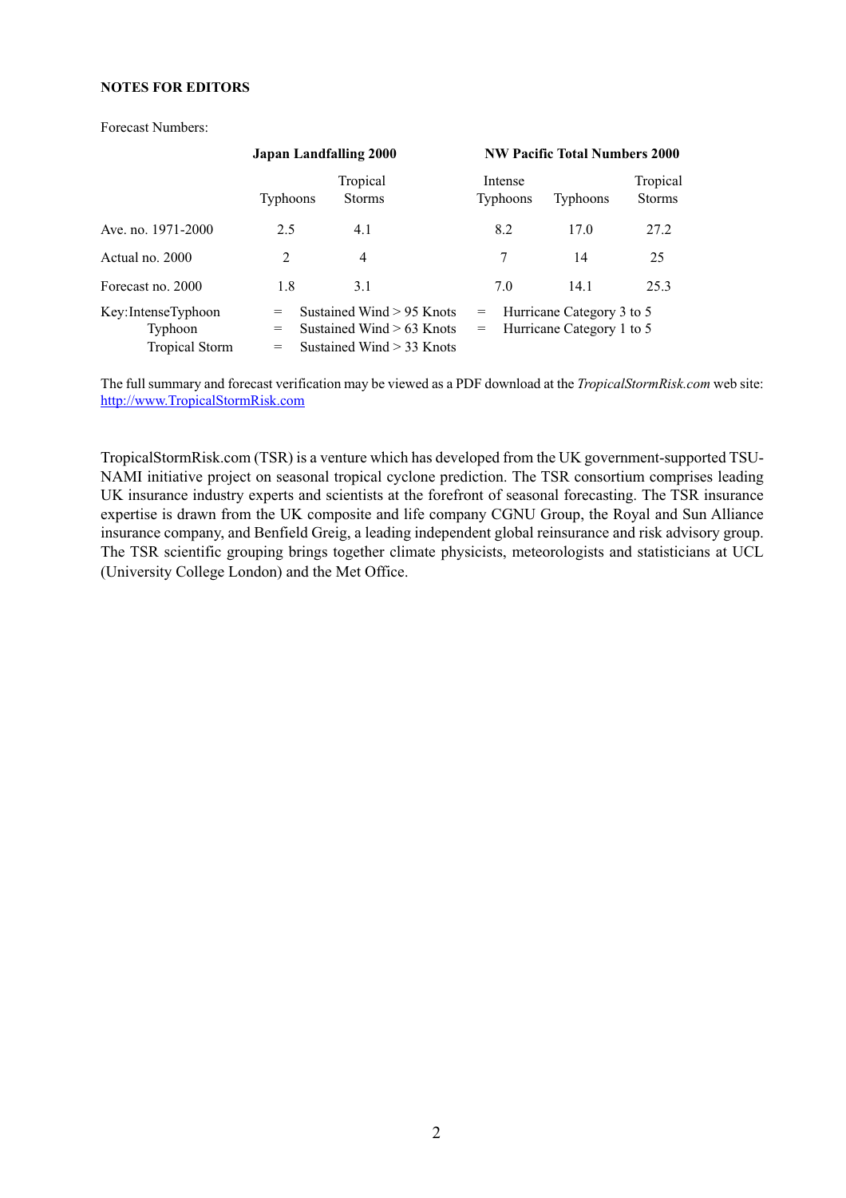**NOTES FOR EDITORS**

Forecast Numbers:

| | Japan Landfalling 2000 | | NW Pacific Total Numbers 2000 | | |
|---|---|---|---|---|---|
| | Typhoons | Tropical Storms | Intense Typhoons | Typhoons | Tropical Storms |
| Ave. no. 1971-2000 | 2.5 | 4.1 | 8.2 | 17.0 | 27.2 |
| Actual no. 2000 | 2 | 4 | 7 | 14 | 25 |
| Forecast no. 2000 | 1.8 | 3.1 | 7.0 | 14.1 | 25.3 |

Key:IntenseTyphoon = Sustained Wind > 95 Knots = Hurricane Category 3 to 5
Typhoon = Sustained Wind > 63 Knots = Hurricane Category 1 to 5
Tropical Storm = Sustained Wind > 33 Knots

The full summary and forecast verification may be viewed as a PDF download at the *TropicalStormRisk.com* web site: [http://www.TropicalStormRisk.com](http://www.TropicalStormRisk.com)

TropicalStormRisk.com (TSR) is a venture which has developed from the UK government-supported TSUNAMI initiative project on seasonal tropical cyclone prediction. The TSR consortium comprises leading UK insurance industry experts and scientists at the forefront of seasonal forecasting. The TSR insurance expertise is drawn from the UK composite and life company CGNU Group, the Royal and Sun Alliance insurance company, and Benfield Greig, a leading independent global reinsurance and risk advisory group. The TSR scientific grouping brings together climate physicists, meteorologists and statisticians at UCL (University College London) and the Met Office.